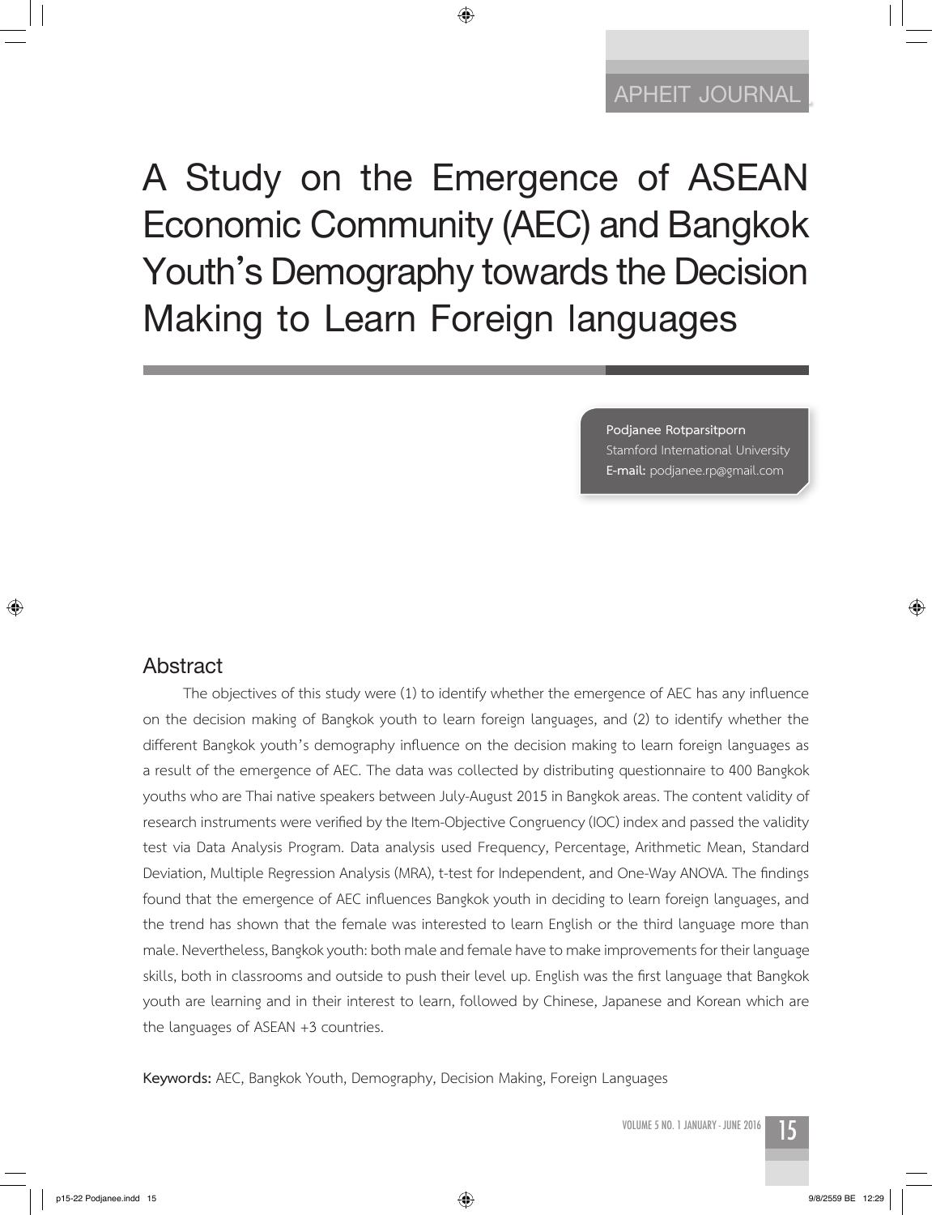# A Study on the Emergence of ASEAN Economic Community (AEC) and Bangkok Youth's Demography towards the Decision Making to Learn Foreign languages

**Podjanee Rotparsitporn**
Stamford International University
**E-mail:** podjanee.rp@gmail.com

## Abstract

The objectives of this study were (1) to identify whether the emergence of AEC has any influence on the decision making of Bangkok youth to learn foreign languages, and (2) to identify whether the different Bangkok youth's demography influence on the decision making to learn foreign languages as a result of the emergence of AEC. The data was collected by distributing questionnaire to 400 Bangkok youths who are Thai native speakers between July-August 2015 in Bangkok areas. The content validity of research instruments were verified by the Item-Objective Congruency (IOC) index and passed the validity test via Data Analysis Program. Data analysis used Frequency, Percentage, Arithmetic Mean, Standard Deviation, Multiple Regression Analysis (MRA), t-test for Independent, and One-Way ANOVA. The findings found that the emergence of AEC influences Bangkok youth in deciding to learn foreign languages, and the trend has shown that the female was interested to learn English or the third language more than male. Nevertheless, Bangkok youth: both male and female have to make improvements for their language skills, both in classrooms and outside to push their level up. English was the first language that Bangkok youth are learning and in their interest to learn, followed by Chinese, Japanese and Korean which are the languages of ASEAN +3 countries.

**Keywords:** AEC, Bangkok Youth, Demography, Decision Making, Foreign Languages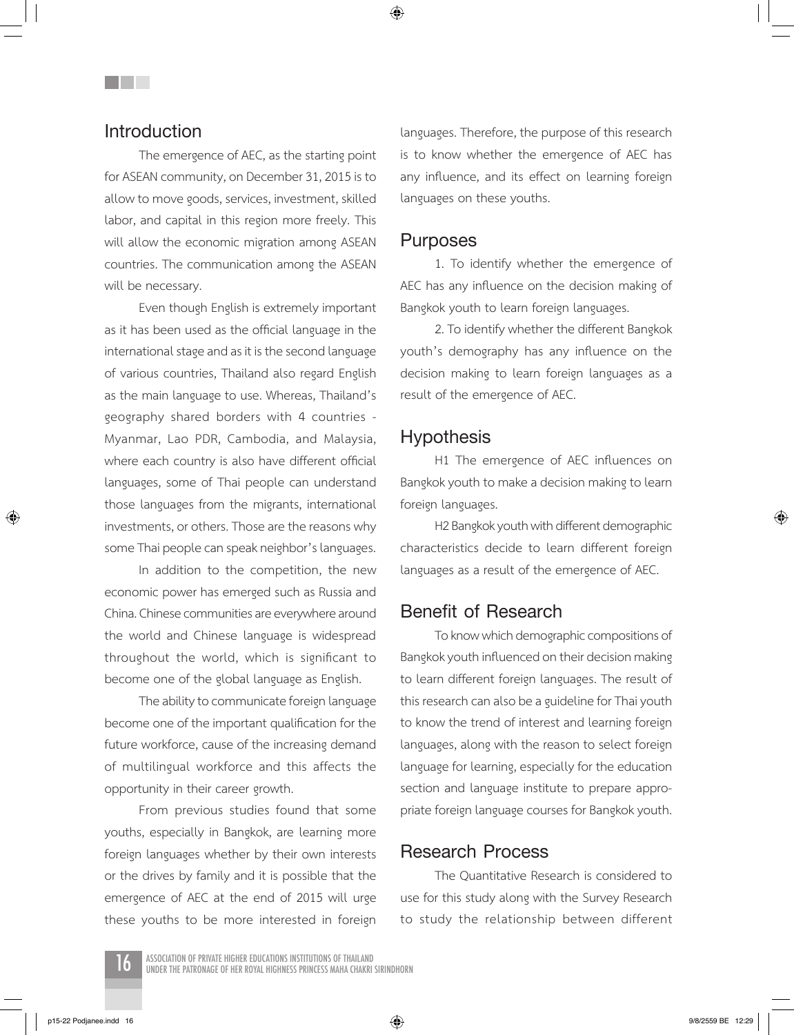## Introduction

The emergence of AEC, as the starting point for ASEAN community, on December 31, 2015 is to allow to move goods, services, investment, skilled labor, and capital in this region more freely. This will allow the economic migration among ASEAN countries. The communication among the ASEAN will be necessary.

Even though English is extremely important as it has been used as the official language in the international stage and as it is the second language of various countries, Thailand also regard English as the main language to use. Whereas, Thailand's geography shared borders with 4 countries - Myanmar, Lao PDR, Cambodia, and Malaysia, where each country is also have different official languages, some of Thai people can understand those languages from the migrants, international investments, or others. Those are the reasons why some Thai people can speak neighbor's languages.

In addition to the competition, the new economic power has emerged such as Russia and China. Chinese communities are everywhere around the world and Chinese language is widespread throughout the world, which is significant to become one of the global language as English.

The ability to communicate foreign language become one of the important qualification for the future workforce, cause of the increasing demand of multilingual workforce and this affects the opportunity in their career growth.

From previous studies found that some youths, especially in Bangkok, are learning more foreign languages whether by their own interests or the drives by family and it is possible that the emergence of AEC at the end of 2015 will urge these youths to be more interested in foreign languages. Therefore, the purpose of this research is to know whether the emergence of AEC has any influence, and its effect on learning foreign languages on these youths.

## Purposes

1. To identify whether the emergence of AEC has any influence on the decision making of Bangkok youth to learn foreign languages.

2. To identify whether the different Bangkok youth's demography has any influence on the decision making to learn foreign languages as a result of the emergence of AEC.

## Hypothesis

H1 The emergence of AEC influences on Bangkok youth to make a decision making to learn foreign languages.

H2 Bangkok youth with different demographic characteristics decide to learn different foreign languages as a result of the emergence of AEC.

## Benefit of Research

To know which demographic compositions of Bangkok youth influenced on their decision making to learn different foreign languages. The result of this research can also be a guideline for Thai youth to know the trend of interest and learning foreign languages, along with the reason to select foreign language for learning, especially for the education section and language institute to prepare appropriate foreign language courses for Bangkok youth.

## Research Process

The Quantitative Research is considered to use for this study along with the Survey Research to study the relationship between different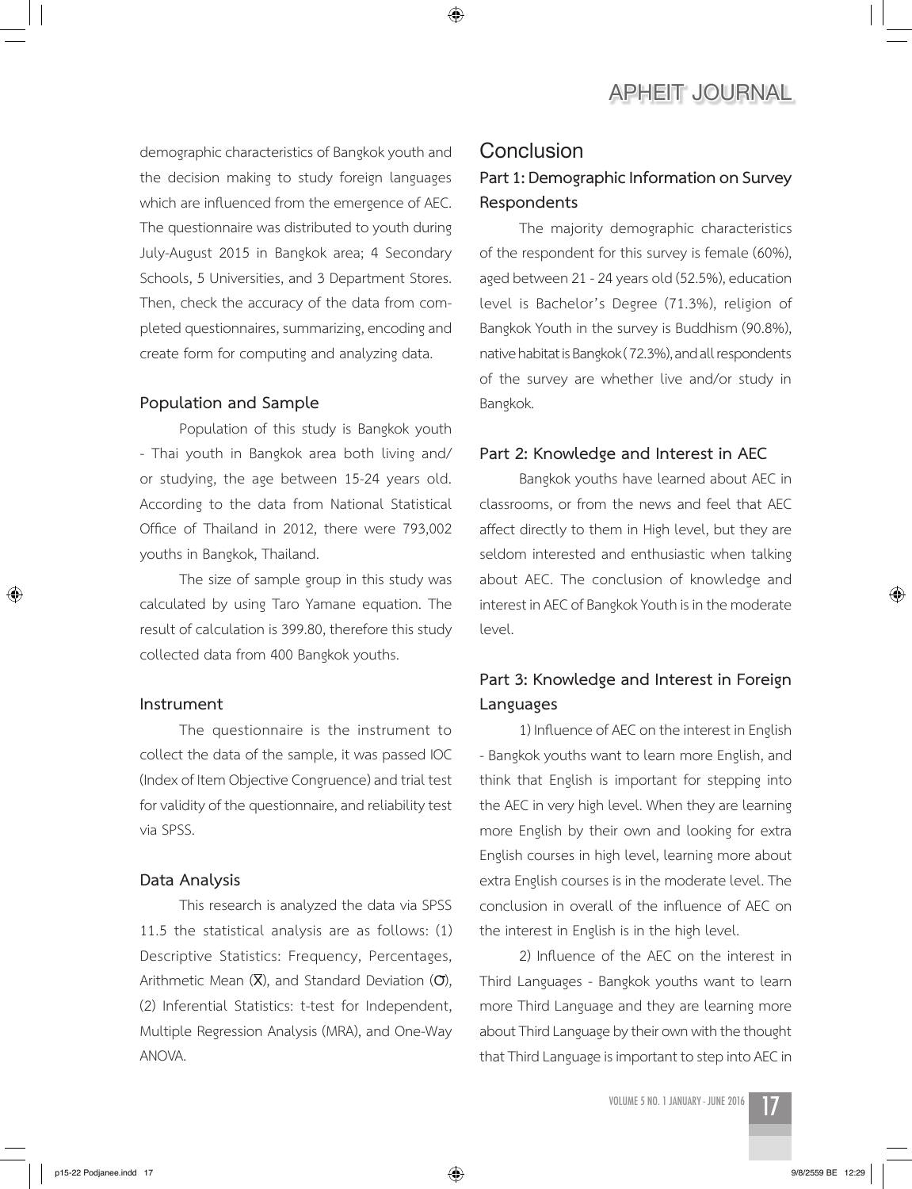demographic characteristics of Bangkok youth and the decision making to study foreign languages which are influenced from the emergence of AEC. The questionnaire was distributed to youth during July-August 2015 in Bangkok area; 4 Secondary Schools, 5 Universities, and 3 Department Stores. Then, check the accuracy of the data from completed questionnaires, summarizing, encoding and create form for computing and analyzing data.

### Population and Sample

Population of this study is Bangkok youth - Thai youth in Bangkok area both living and/or studying, the age between 15-24 years old. According to the data from National Statistical Office of Thailand in 2012, there were 793,002 youths in Bangkok, Thailand.

The size of sample group in this study was calculated by using Taro Yamane equation. The result of calculation is 399.80, therefore this study collected data from 400 Bangkok youths.

### Instrument

The questionnaire is the instrument to collect the data of the sample, it was passed IOC (Index of Item Objective Congruence) and trial test for validity of the questionnaire, and reliability test via SPSS.

### Data Analysis

This research is analyzed the data via SPSS 11.5 the statistical analysis are as follows: (1) Descriptive Statistics: Frequency, Percentages, Arithmetic Mean ($\overline{X}$), and Standard Deviation ($\sigma$), (2) Inferential Statistics: t-test for Independent, Multiple Regression Analysis (MRA), and One-Way ANOVA.

## Conclusion

### Part 1: Demographic Information on Survey Respondents

The majority demographic characteristics of the respondent for this survey is female (60%), aged between 21 - 24 years old (52.5%), education level is Bachelor's Degree (71.3%), religion of Bangkok Youth in the survey is Buddhism (90.8%), native habitat is Bangkok (72.3%), and all respondents of the survey are whether live and/or study in Bangkok.

### Part 2: Knowledge and Interest in AEC

Bangkok youths have learned about AEC in classrooms, or from the news and feel that AEC affect directly to them in High level, but they are seldom interested and enthusiastic when talking about AEC. The conclusion of knowledge and interest in AEC of Bangkok Youth is in the moderate level.

### Part 3: Knowledge and Interest in Foreign Languages

1) Influence of AEC on the interest in English - Bangkok youths want to learn more English, and think that English is important for stepping into the AEC in very high level. When they are learning more English by their own and looking for extra English courses in high level, learning more about extra English courses is in the moderate level. The conclusion in overall of the influence of AEC on the interest in English is in the high level.

2) Influence of the AEC on the interest in Third Languages - Bangkok youths want to learn more Third Language and they are learning more about Third Language by their own with the thought that Third Language is important to step into AEC in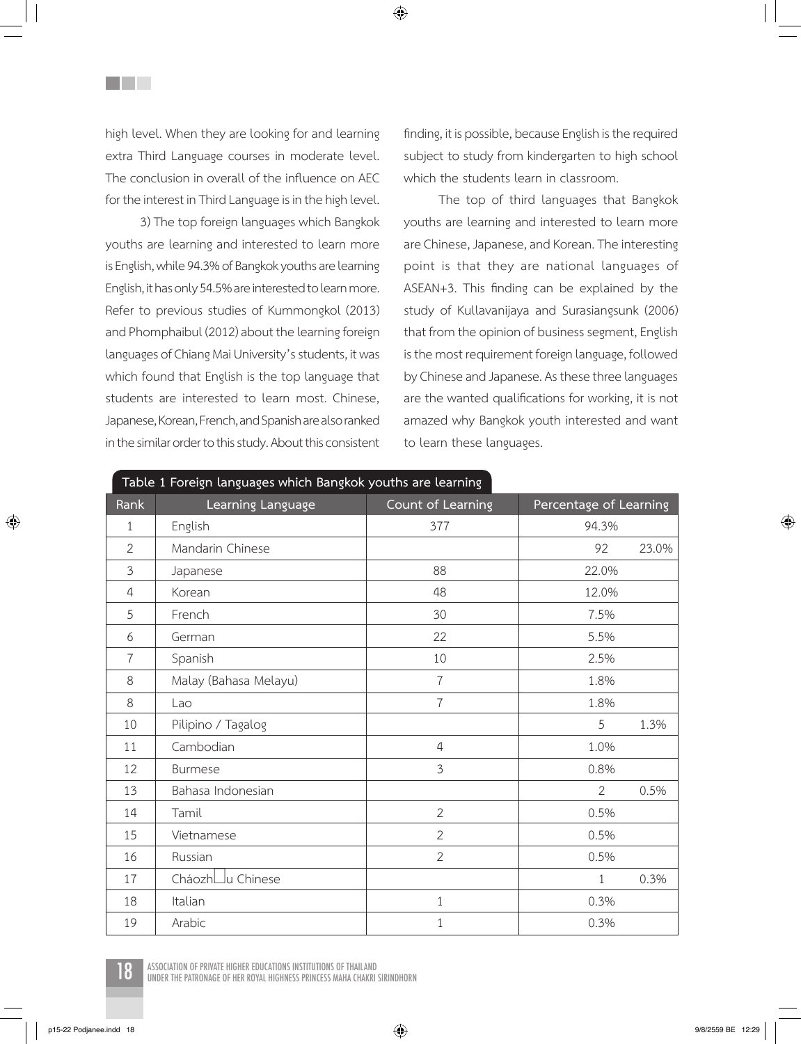high level. When they are looking for and learning extra Third Language courses in moderate level. The conclusion in overall of the influence on AEC for the interest in Third Language is in the high level.

3) The top foreign languages which Bangkok youths are learning and interested to learn more is English, while 94.3% of Bangkok youths are learning English, it has only 54.5% are interested to learn more. Refer to previous studies of Kummongkol (2013) and Phomphaibul (2012) about the learning foreign languages of Chiang Mai University's students, it was which found that English is the top language that students are interested to learn most. Chinese, Japanese, Korean, French, and Spanish are also ranked in the similar order to this study. About this consistent finding, it is possible, because English is the required subject to study from kindergarten to high school which the students learn in classroom.

The top of third languages that Bangkok youths are learning and interested to learn more are Chinese, Japanese, and Korean. The interesting point is that they are national languages of ASEAN+3. This finding can be explained by the study of Kullavanijaya and Surasiangsunk (2006) that from the opinion of business segment, English is the most requirement foreign language, followed by Chinese and Japanese. As these three languages are the wanted qualifications for working, it is not amazed why Bangkok youth interested and want to learn these languages.

**Table 1 Foreign languages which Bangkok youths are learning**

| Rank | Learning Language | Count of Learning | Percentage of Learning |
|---|---|---|---|
| 1 | English | 377 | 94.3% |
| 2 | Mandarin Chinese | | 92 23.0% |
| 3 | Japanese | 88 | 22.0% |
| 4 | Korean | 48 | 12.0% |
| 5 | French | 30 | 7.5% |
| 6 | German | 22 | 5.5% |
| 7 | Spanish | 10 | 2.5% |
| 8 | Malay (Bahasa Melayu) | 7 | 1.8% |
| 8 | Lao | 7 | 1.8% |
| 10 | Pilipino / Tagalog | | 5 1.3% |
| 11 | Cambodian | 4 | 1.0% |
| 12 | Burmese | 3 | 0.8% |
| 13 | Bahasa Indonesian | | 2 0.5% |
| 14 | Tamil | 2 | 0.5% |
| 15 | Vietnamese | 2 | 0.5% |
| 16 | Russian | 2 | 0.5% |
| 17 | Cháozh□u Chinese | | 1 0.3% |
| 18 | Italian | 1 | 0.3% |
| 19 | Arabic | 1 | 0.3% |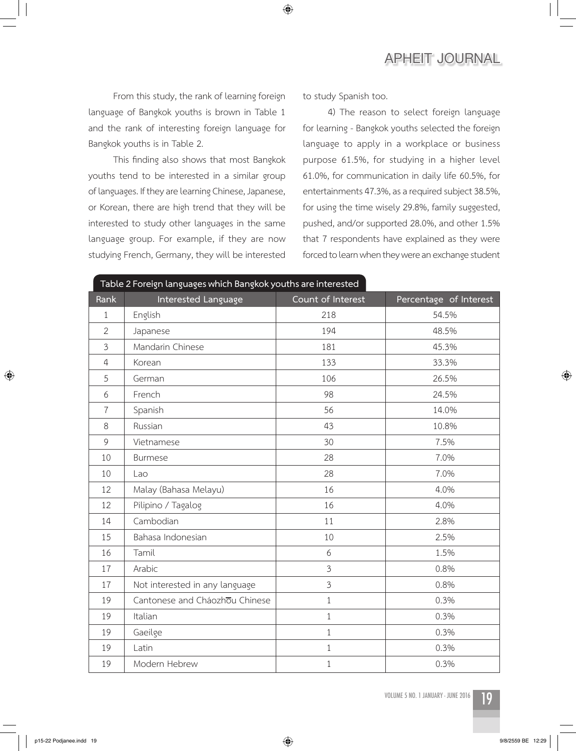From this study, the rank of learning foreign language of Bangkok youths is brown in Table 1 and the rank of interesting foreign language for Bangkok youths is in Table 2.

This finding also shows that most Bangkok youths tend to be interested in a similar group of languages. If they are learning Chinese, Japanese, or Korean, there are high trend that they will be interested to study other languages in the same language group. For example, if they are now studying French, Germany, they will be interested to study Spanish too.

4) The reason to select foreign language for learning - Bangkok youths selected the foreign language to apply in a workplace or business purpose 61.5%, for studying in a higher level 61.0%, for communication in daily life 60.5%, for entertainments 47.3%, as a required subject 38.5%, for using the time wisely 29.8%, family suggested, pushed, and/or supported 28.0%, and other 1.5% that 7 respondents have explained as they were forced to learn when they were an exchange student

**Table 2 Foreign languages which Bangkok youths are interested**

| Rank | Interested Language | Count of Interest | Percentage of Interest |
|---|---|---|---|
| 1 | English | 218 | 54.5% |
| 2 | Japanese | 194 | 48.5% |
| 3 | Mandarin Chinese | 181 | 45.3% |
| 4 | Korean | 133 | 33.3% |
| 5 | German | 106 | 26.5% |
| 6 | French | 98 | 24.5% |
| 7 | Spanish | 56 | 14.0% |
| 8 | Russian | 43 | 10.8% |
| 9 | Vietnamese | 30 | 7.5% |
| 10 | Burmese | 28 | 7.0% |
| 10 | Lao | 28 | 7.0% |
| 12 | Malay (Bahasa Melayu) | 16 | 4.0% |
| 12 | Pilipino / Tagalog | 16 | 4.0% |
| 14 | Cambodian | 11 | 2.8% |
| 15 | Bahasa Indonesian | 10 | 2.5% |
| 16 | Tamil | 6 | 1.5% |
| 17 | Arabic | 3 | 0.8% |
| 17 | Not interested in any language | 3 | 0.8% |
| 19 | Cantonese and Cháozhōu Chinese | 1 | 0.3% |
| 19 | Italian | 1 | 0.3% |
| 19 | Gaeilge | 1 | 0.3% |
| 19 | Latin | 1 | 0.3% |
| 19 | Modern Hebrew | 1 | 0.3% |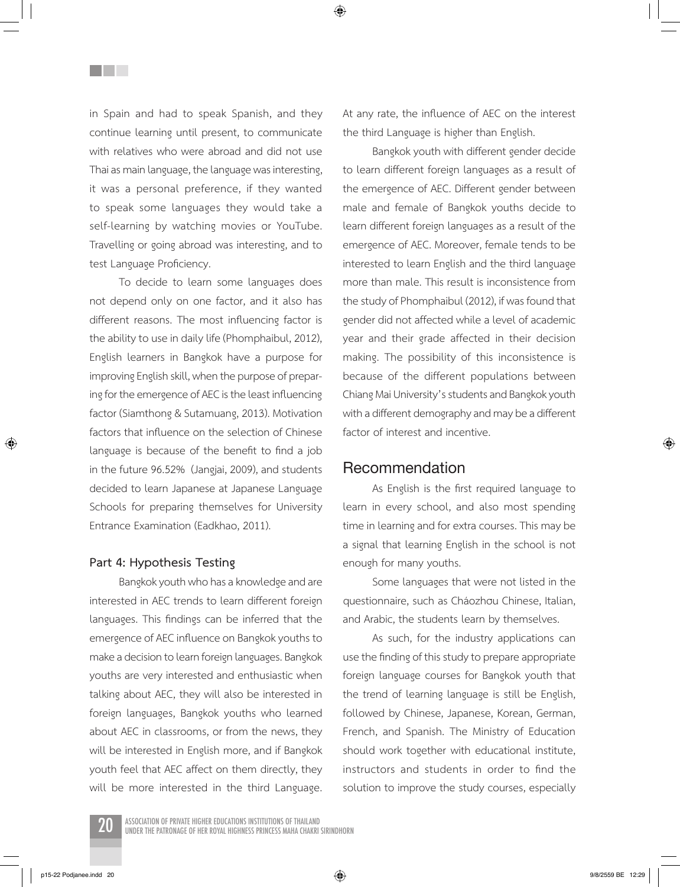in Spain and had to speak Spanish, and they continue learning until present, to communicate with relatives who were abroad and did not use Thai as main language, the language was interesting, it was a personal preference, if they wanted to speak some languages they would take a self-learning by watching movies or YouTube. Travelling or going abroad was interesting, and to test Language Proficiency.

To decide to learn some languages does not depend only on one factor, and it also has different reasons. The most influencing factor is the ability to use in daily life (Phomphaibul, 2012), English learners in Bangkok have a purpose for improving English skill, when the purpose of preparing for the emergence of AEC is the least influencing factor (Siamthong & Sutamuang, 2013). Motivation factors that influence on the selection of Chinese language is because of the benefit to find a job in the future 96.52% (Jangjai, 2009), and students decided to learn Japanese at Japanese Language Schools for preparing themselves for University Entrance Examination (Eadkhao, 2011).

### Part 4: Hypothesis Testing

Bangkok youth who has a knowledge and are interested in AEC trends to learn different foreign languages. This findings can be inferred that the emergence of AEC influence on Bangkok youths to make a decision to learn foreign languages. Bangkok youths are very interested and enthusiastic when talking about AEC, they will also be interested in foreign languages, Bangkok youths who learned about AEC in classrooms, or from the news, they will be interested in English more, and if Bangkok youth feel that AEC affect on them directly, they will be more interested in the third Language. At any rate, the influence of AEC on the interest the third Language is higher than English.

Bangkok youth with different gender decide to learn different foreign languages as a result of the emergence of AEC. Different gender between male and female of Bangkok youths decide to learn different foreign languages as a result of the emergence of AEC. Moreover, female tends to be interested to learn English and the third language more than male. This result is inconsistence from the study of Phomphaibul (2012), if was found that gender did not affected while a level of academic year and their grade affected in their decision making. The possibility of this inconsistence is because of the different populations between Chiang Mai University's students and Bangkok youth with a different demography and may be a different factor of interest and incentive.

## Recommendation

As English is the first required language to learn in every school, and also most spending time in learning and for extra courses. This may be a signal that learning English in the school is not enough for many youths.

Some languages that were not listed in the questionnaire, such as Cháozhōu Chinese, Italian, and Arabic, the students learn by themselves.

As such, for the industry applications can use the finding of this study to prepare appropriate foreign language courses for Bangkok youth that the trend of learning language is still be English, followed by Chinese, Japanese, Korean, German, French, and Spanish. The Ministry of Education should work together with educational institute, instructors and students in order to find the solution to improve the study courses, especially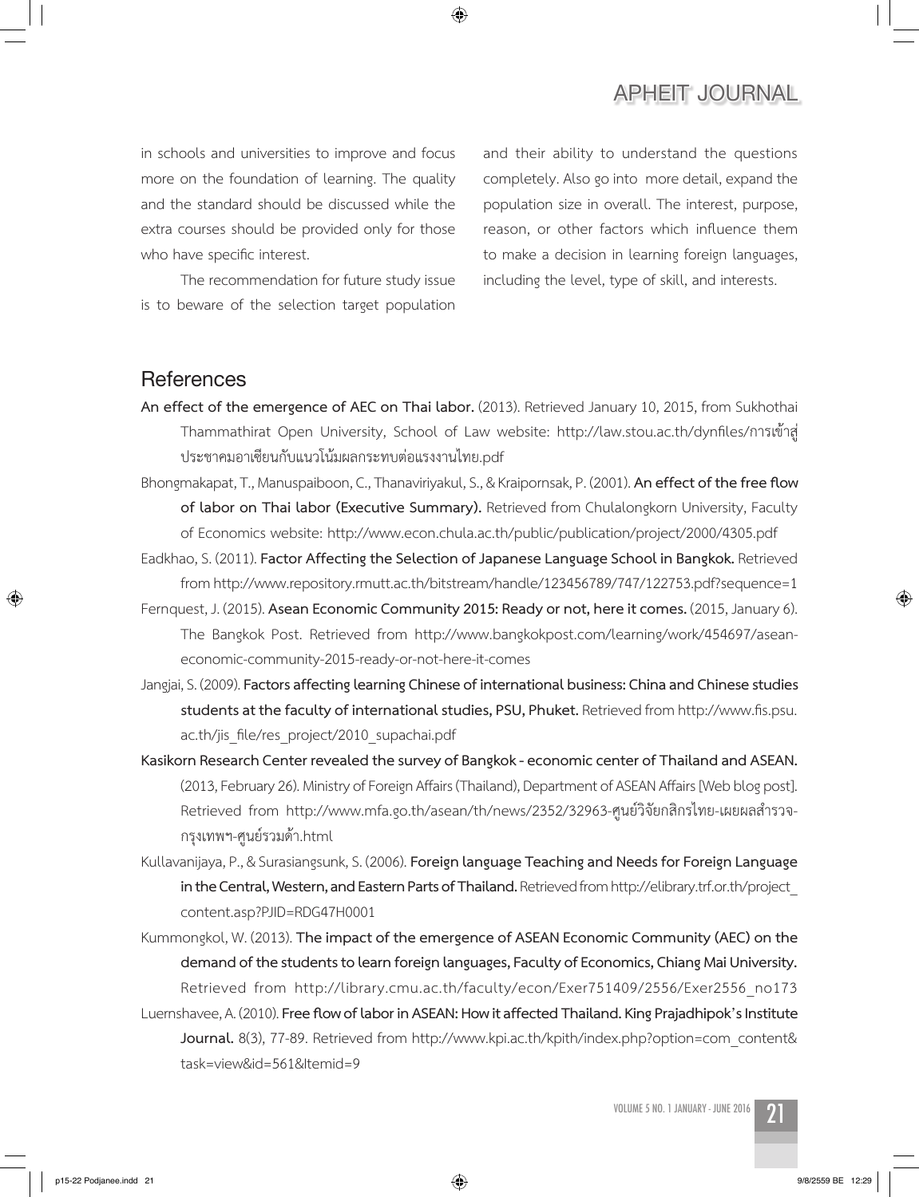in schools and universities to improve and focus more on the foundation of learning. The quality and the standard should be discussed while the extra courses should be provided only for those who have specific interest.

The recommendation for future study issue is to beware of the selection target population and their ability to understand the questions completely. Also go into more detail, expand the population size in overall. The interest, purpose, reason, or other factors which influence them to make a decision in learning foreign languages, including the level, type of skill, and interests.

## References

**An effect of the emergence of AEC on Thai labor.** (2013). Retrieved January 10, 2015, from Sukhothai Thammathirat Open University, School of Law website: http://law.stou.ac.th/dynfiles/การเข้าสู่ประชาคมอาเซียนกับแนวโน้มผลกระทบต่อแรงงานไทย.pdf

Bhongmakapat, T., Manuspaiboon, C., Thanaviriyakul, S., & Kraipornsak, P. (2001). **An effect of the free flow of labor on Thai labor (Executive Summary).** Retrieved from Chulalongkorn University, Faculty of Economics website: http://www.econ.chula.ac.th/public/publication/project/2000/4305.pdf

Eadkhao, S. (2011). **Factor Affecting the Selection of Japanese Language School in Bangkok.** Retrieved from http://www.repository.rmutt.ac.th/bitstream/handle/123456789/747/122753.pdf?sequence=1

Fernquest, J. (2015). **Asean Economic Community 2015: Ready or not, here it comes.** (2015, January 6). The Bangkok Post. Retrieved from http://www.bangkokpost.com/learning/work/454697/asean-economic-community-2015-ready-or-not-here-it-comes

Jangjai, S. (2009). **Factors affecting learning Chinese of international business: China and Chinese studies students at the faculty of international studies, PSU, Phuket.** Retrieved from http://www.fis.psu.ac.th/jis_file/res_project/2010_supachai.pdf

**Kasikorn Research Center revealed the survey of Bangkok - economic center of Thailand and ASEAN.** (2013, February 26). Ministry of Foreign Affairs (Thailand), Department of ASEAN Affairs [Web blog post]. Retrieved from http://www.mfa.go.th/asean/th/news/2352/32963-ศูนย์วิจัยกสิกรไทย-เผยผลสำรวจ-กรุงเทพฯ-ศูนย์รวมค้า.html

Kullavanijaya, P., & Surasiangsunk, S. (2006). **Foreign language Teaching and Needs for Foreign Language in the Central, Western, and Eastern Parts of Thailand.** Retrieved from http://elibrary.trf.or.th/project_content.asp?PJID=RDG47H0001

Kummongkol, W. (2013). **The impact of the emergence of ASEAN Economic Community (AEC) on the demand of the students to learn foreign languages, Faculty of Economics, Chiang Mai University.** Retrieved from http://library.cmu.ac.th/faculty/econ/Exer751409/2556/Exer2556_no173

Luernshavee, A. (2010). **Free flow of labor in ASEAN: How it affected Thailand. King Prajadhipok's Institute Journal.** 8(3), 77-89. Retrieved from http://www.kpi.ac.th/kpith/index.php?option=com_content&task=view&id=561&Itemid=9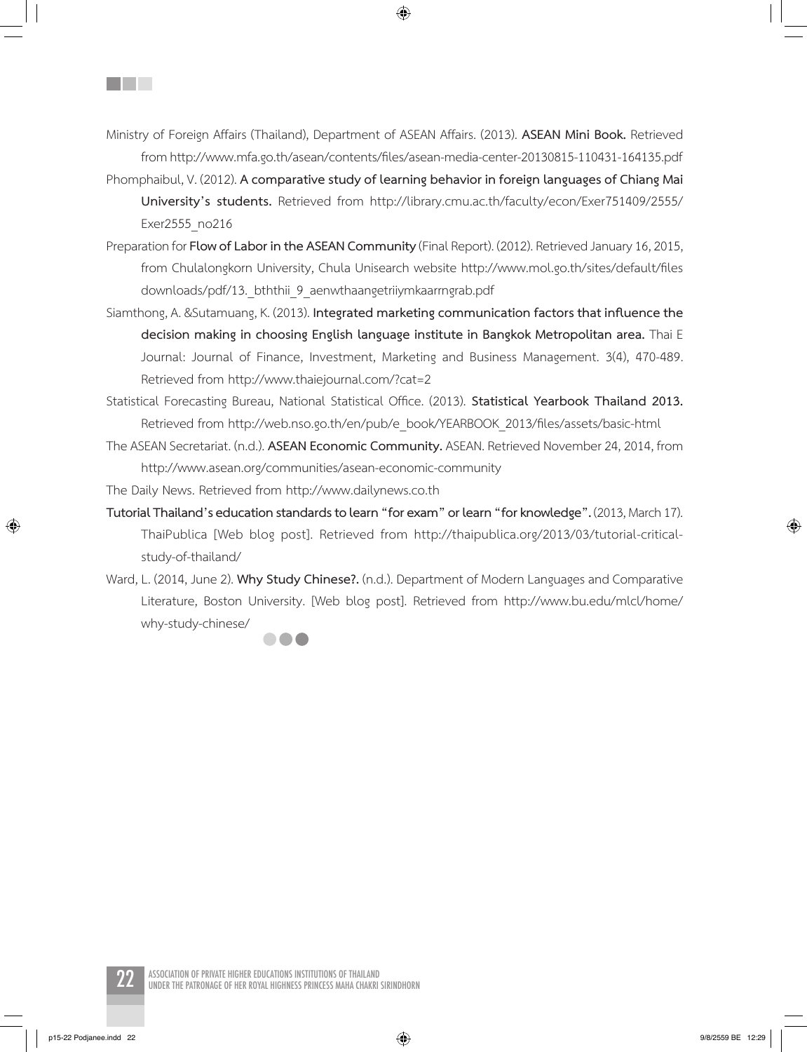Ministry of Foreign Affairs (Thailand), Department of ASEAN Affairs. (2013). **ASEAN Mini Book.** Retrieved from http://www.mfa.go.th/asean/contents/files/asean-media-center-20130815-110431-164135.pdf

Phomphaibul, V. (2012). **A comparative study of learning behavior in foreign languages of Chiang Mai University's students.** Retrieved from http://library.cmu.ac.th/faculty/econ/Exer751409/2555/Exer2555_no216

Preparation for **Flow of Labor in the ASEAN Community** (Final Report). (2012). Retrieved January 16, 2015, from Chulalongkorn University, Chula Unisearch website http://www.mol.go.th/sites/default/files downloads/pdf/13._bththii_9_aenwthaangetriiymkaarrngrab.pdf

Siamthong, A. &Sutamuang, K. (2013). **Integrated marketing communication factors that influence the decision making in choosing English language institute in Bangkok Metropolitan area.** Thai E Journal: Journal of Finance, Investment, Marketing and Business Management. 3(4), 470-489. Retrieved from http://www.thaiejournal.com/?cat=2

Statistical Forecasting Bureau, National Statistical Office. (2013). **Statistical Yearbook Thailand 2013.** Retrieved from http://web.nso.go.th/en/pub/e_book/YEARBOOK_2013/files/assets/basic-html

The ASEAN Secretariat. (n.d.). **ASEAN Economic Community.** ASEAN. Retrieved November 24, 2014, from http://www.asean.org/communities/asean-economic-community

The Daily News. Retrieved from http://www.dailynews.co.th

**Tutorial Thailand's education standards to learn "for exam" or learn "for knowledge".** (2013, March 17). ThaiPublica [Web blog post]. Retrieved from http://thaipublica.org/2013/03/tutorial-critical-study-of-thailand/

Ward, L. (2014, June 2). **Why Study Chinese?.** (n.d.). Department of Modern Languages and Comparative Literature, Boston University. [Web blog post]. Retrieved from http://www.bu.edu/mlcl/home/why-study-chinese/